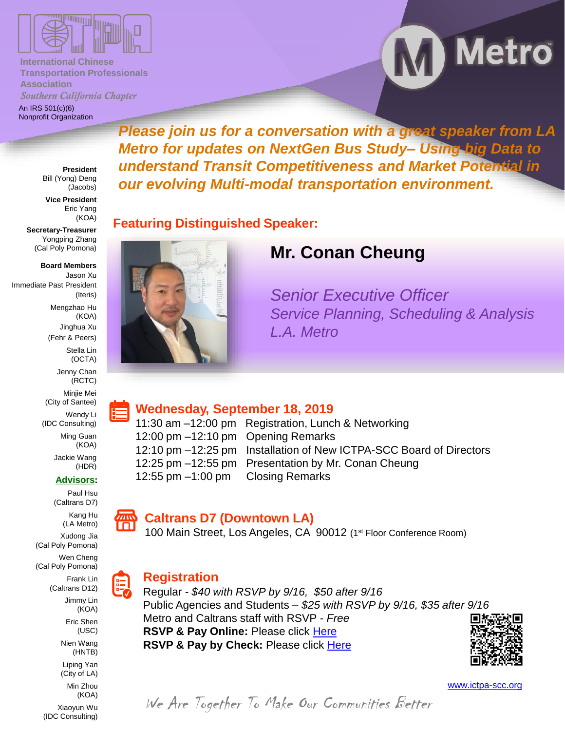International Chinese Transportation Professionals Association

*Southern California Chapter*

An IRS 501(c)(6) Nonprofit Organization

Metro

**Please join us for a conversation with a great speaker from LA Metro for updates on NextGen Bus Study– Using big Data to understand Transit Competitiveness and Market Potential in our evolving Multi-modal transportation environment.**

**President**
Bill (Yong) Deng
(Jacobs)

**Vice President**
Eric Yang
(KOA)

**Secretary-Treasurer**
Yongping Zhang
(Cal Poly Pomona)

**Board Members**
Jason Xu
Immediate Past President
(Iteris)

Mengzhao Hu
(KOA)

Jinghua Xu
(Fehr & Peers)

Stella Lin
(OCTA)

Jenny Chan
(RCTC)

Minjie Mei
(City of Santee)

Wendy Li
(IDC Consulting)

Ming Guan
(KOA)

Jackie Wang
(HDR)

**Advisors:**

Paul Hsu
(Caltrans D7)

Kang Hu
(LA Metro)

Xudong Jia
(Cal Poly Pomona)

Wen Cheng
(Cal Poly Pomona)

Frank Lin
(Caltrans D12)

Jimmy Lin
(KOA)

Eric Shen
(USC)

Nien Wang
(HNTB)

Liping Yan
(City of LA)

Min Zhou
(KOA)

Xiaoyun Wu
(IDC Consulting)

## Featuring Distinguished Speaker:

# Mr. Conan Cheung

*Senior Executive Officer*
*Service Planning, Scheduling & Analysis*
*L.A. Metro*

## Wednesday, September 18, 2019

| Time | Activity |
|---|---|
| 11:30 am –12:00 pm | Registration, Lunch & Networking |
| 12:00 pm –12:10 pm | Opening Remarks |
| 12:10 pm –12:25 pm | Installation of New ICTPA-SCC Board of Directors |
| 12:25 pm –12:55 pm | Presentation by Mr. Conan Cheung |
| 12:55 pm –1:00 pm | Closing Remarks |

## Caltrans D7 (Downtown LA)

100 Main Street, Los Angeles, CA 90012 (1st Floor Conference Room)

## Registration

Regular - *$40 with RSVP by 9/16, $50 after 9/16*
Public Agencies and Students – *$25 with RSVP by 9/16, $35 after 9/16*
Metro and Caltrans staff with RSVP - *Free*
**RSVP & Pay Online:** Please click Here
**RSVP & Pay by Check:** Please click Here

www.ictpa-scc.org

*We Are Together To Make Our Communities Better*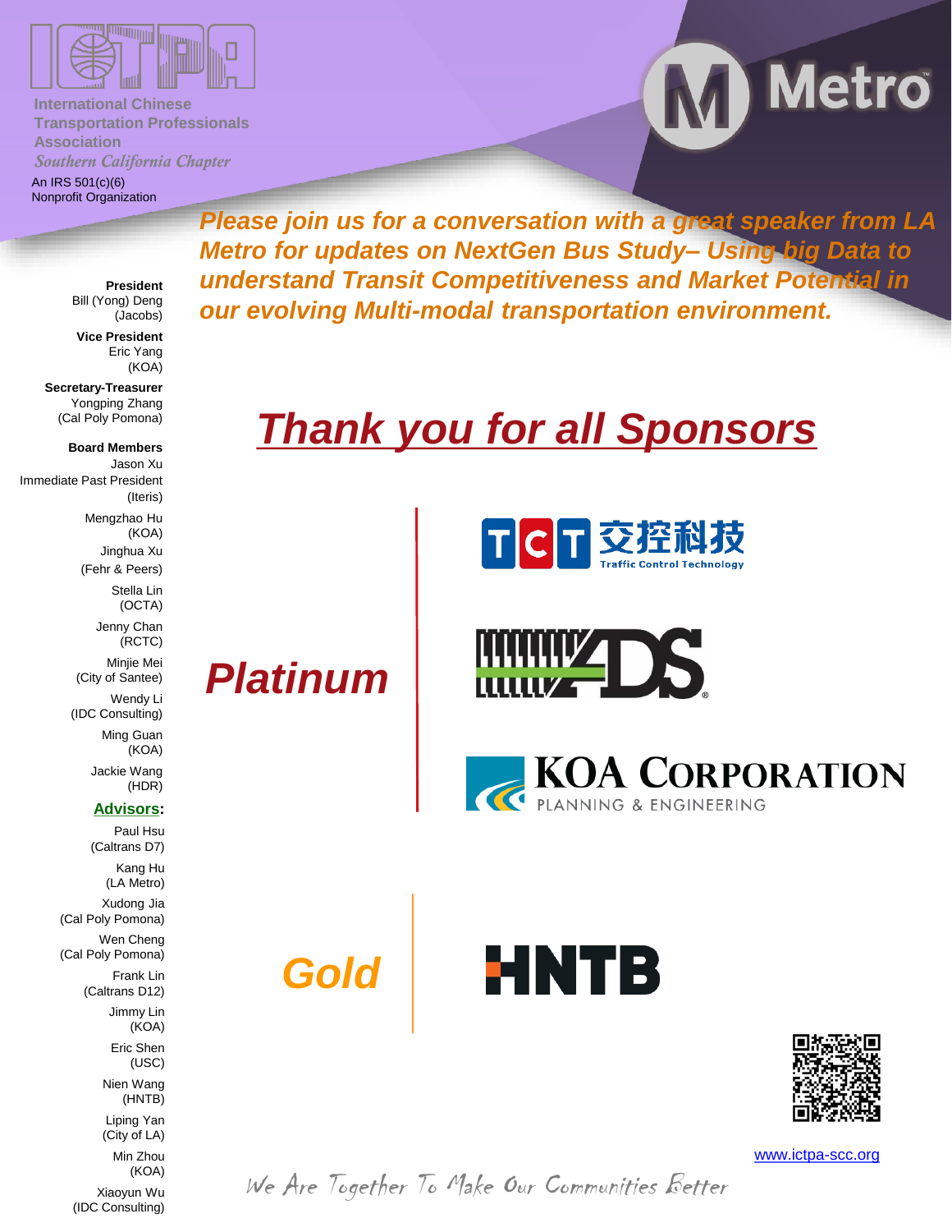International Chinese Transportation Professionals Association

*Southern California Chapter*

An IRS 501(c)(6) Nonprofit Organization

Metro

**President**
Bill (Yong) Deng
(Jacobs)

**Vice President**
Eric Yang
(KOA)

**Secretary-Treasurer**
Yongping Zhang
(Cal Poly Pomona)

**Board Members**
Jason Xu
Immediate Past President
(Iteris)

Mengzhao Hu
(KOA)

Jinghua Xu
(Fehr & Peers)

Stella Lin
(OCTA)

Jenny Chan
(RCTC)

Minjie Mei
(City of Santee)

Wendy Li
(IDC Consulting)

Ming Guan
(KOA)

Jackie Wang
(HDR)

**Advisors:**

Paul Hsu
(Caltrans D7)

Kang Hu
(LA Metro)

Xudong Jia
(Cal Poly Pomona)

Wen Cheng
(Cal Poly Pomona)

Frank Lin
(Caltrans D12)

Jimmy Lin
(KOA)

Eric Shen
(USC)

Nien Wang
(HNTB)

Liping Yan
(City of LA)

Min Zhou
(KOA)

Xiaoyun Wu
(IDC Consulting)

***Please join us for a conversation with a great speaker from LA Metro for updates on NextGen Bus Study– Using big Data to understand Transit Competitiveness and Market Potential in our evolving Multi-modal transportation environment.***

# *Thank you for all Sponsors*

## *Platinum*

TCT 交控科技 Traffic Control Technology

4DS

KOA CORPORATION PLANNING & ENGINEERING

## *Gold*

HNTB

www.ictpa-scc.org

*We Are Together To Make Our Communities Better*